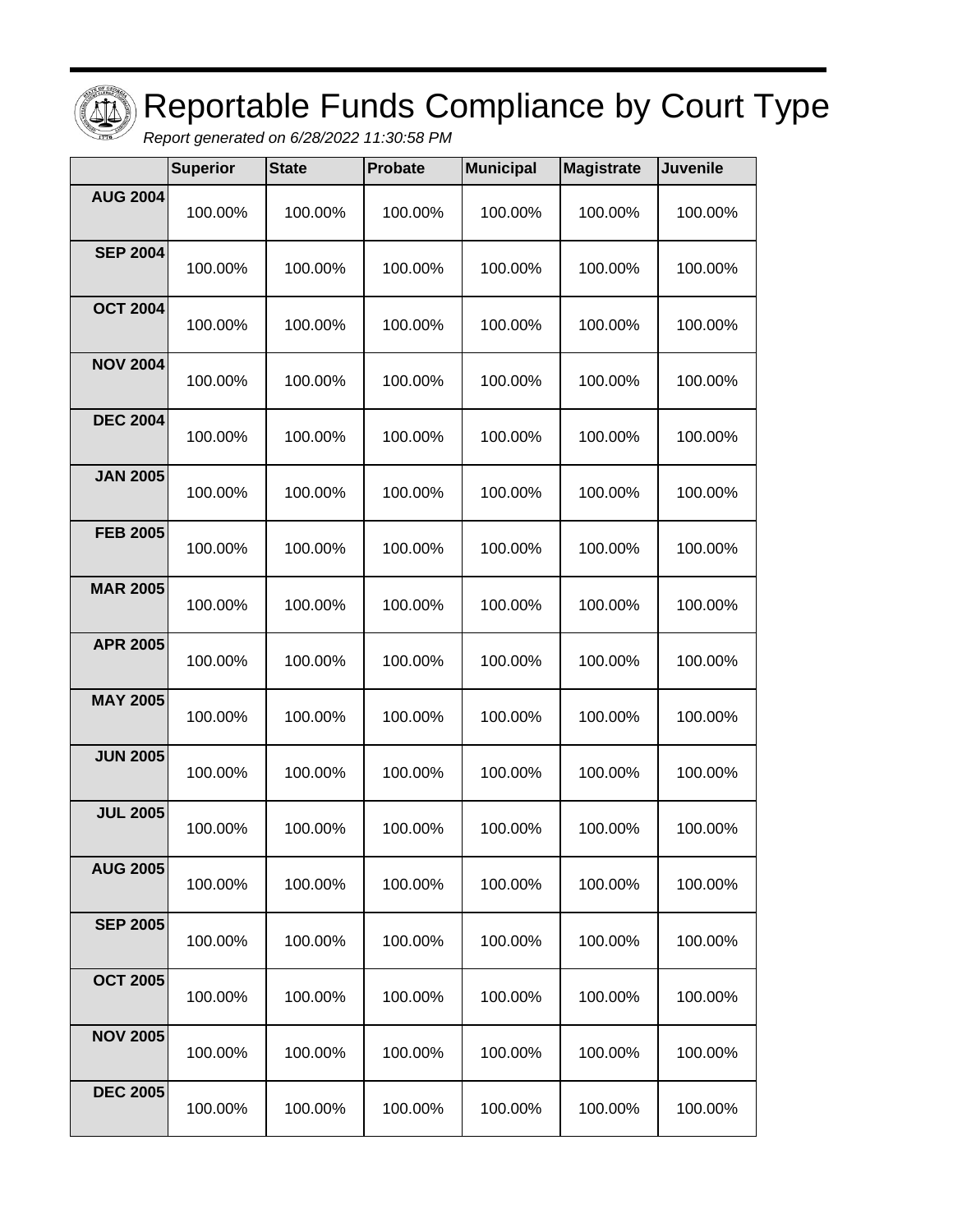# Reportable Funds Compliance by Court Type

*Report generated on 6/28/2022 11:30:58 PM*

| | Superior | State | Probate | Municipal | Magistrate | Juvenile |
|---|---|---|---|---|---|---|
| AUG 2004 | 100.00% | 100.00% | 100.00% | 100.00% | 100.00% | 100.00% |
| SEP 2004 | 100.00% | 100.00% | 100.00% | 100.00% | 100.00% | 100.00% |
| OCT 2004 | 100.00% | 100.00% | 100.00% | 100.00% | 100.00% | 100.00% |
| NOV 2004 | 100.00% | 100.00% | 100.00% | 100.00% | 100.00% | 100.00% |
| DEC 2004 | 100.00% | 100.00% | 100.00% | 100.00% | 100.00% | 100.00% |
| JAN 2005 | 100.00% | 100.00% | 100.00% | 100.00% | 100.00% | 100.00% |
| FEB 2005 | 100.00% | 100.00% | 100.00% | 100.00% | 100.00% | 100.00% |
| MAR 2005 | 100.00% | 100.00% | 100.00% | 100.00% | 100.00% | 100.00% |
| APR 2005 | 100.00% | 100.00% | 100.00% | 100.00% | 100.00% | 100.00% |
| MAY 2005 | 100.00% | 100.00% | 100.00% | 100.00% | 100.00% | 100.00% |
| JUN 2005 | 100.00% | 100.00% | 100.00% | 100.00% | 100.00% | 100.00% |
| JUL 2005 | 100.00% | 100.00% | 100.00% | 100.00% | 100.00% | 100.00% |
| AUG 2005 | 100.00% | 100.00% | 100.00% | 100.00% | 100.00% | 100.00% |
| SEP 2005 | 100.00% | 100.00% | 100.00% | 100.00% | 100.00% | 100.00% |
| OCT 2005 | 100.00% | 100.00% | 100.00% | 100.00% | 100.00% | 100.00% |
| NOV 2005 | 100.00% | 100.00% | 100.00% | 100.00% | 100.00% | 100.00% |
| DEC 2005 | 100.00% | 100.00% | 100.00% | 100.00% | 100.00% | 100.00% |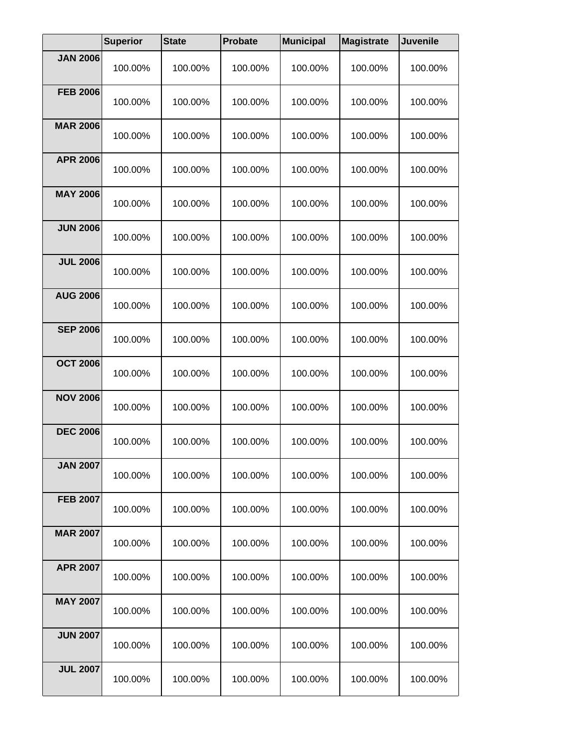| | Superior | State | Probate | Municipal | Magistrate | Juvenile |
|---|---|---|---|---|---|---|
| **JAN 2006** | 100.00% | 100.00% | 100.00% | 100.00% | 100.00% | 100.00% |
| **FEB 2006** | 100.00% | 100.00% | 100.00% | 100.00% | 100.00% | 100.00% |
| **MAR 2006** | 100.00% | 100.00% | 100.00% | 100.00% | 100.00% | 100.00% |
| **APR 2006** | 100.00% | 100.00% | 100.00% | 100.00% | 100.00% | 100.00% |
| **MAY 2006** | 100.00% | 100.00% | 100.00% | 100.00% | 100.00% | 100.00% |
| **JUN 2006** | 100.00% | 100.00% | 100.00% | 100.00% | 100.00% | 100.00% |
| **JUL 2006** | 100.00% | 100.00% | 100.00% | 100.00% | 100.00% | 100.00% |
| **AUG 2006** | 100.00% | 100.00% | 100.00% | 100.00% | 100.00% | 100.00% |
| **SEP 2006** | 100.00% | 100.00% | 100.00% | 100.00% | 100.00% | 100.00% |
| **OCT 2006** | 100.00% | 100.00% | 100.00% | 100.00% | 100.00% | 100.00% |
| **NOV 2006** | 100.00% | 100.00% | 100.00% | 100.00% | 100.00% | 100.00% |
| **DEC 2006** | 100.00% | 100.00% | 100.00% | 100.00% | 100.00% | 100.00% |
| **JAN 2007** | 100.00% | 100.00% | 100.00% | 100.00% | 100.00% | 100.00% |
| **FEB 2007** | 100.00% | 100.00% | 100.00% | 100.00% | 100.00% | 100.00% |
| **MAR 2007** | 100.00% | 100.00% | 100.00% | 100.00% | 100.00% | 100.00% |
| **APR 2007** | 100.00% | 100.00% | 100.00% | 100.00% | 100.00% | 100.00% |
| **MAY 2007** | 100.00% | 100.00% | 100.00% | 100.00% | 100.00% | 100.00% |
| **JUN 2007** | 100.00% | 100.00% | 100.00% | 100.00% | 100.00% | 100.00% |
| **JUL 2007** | 100.00% | 100.00% | 100.00% | 100.00% | 100.00% | 100.00% |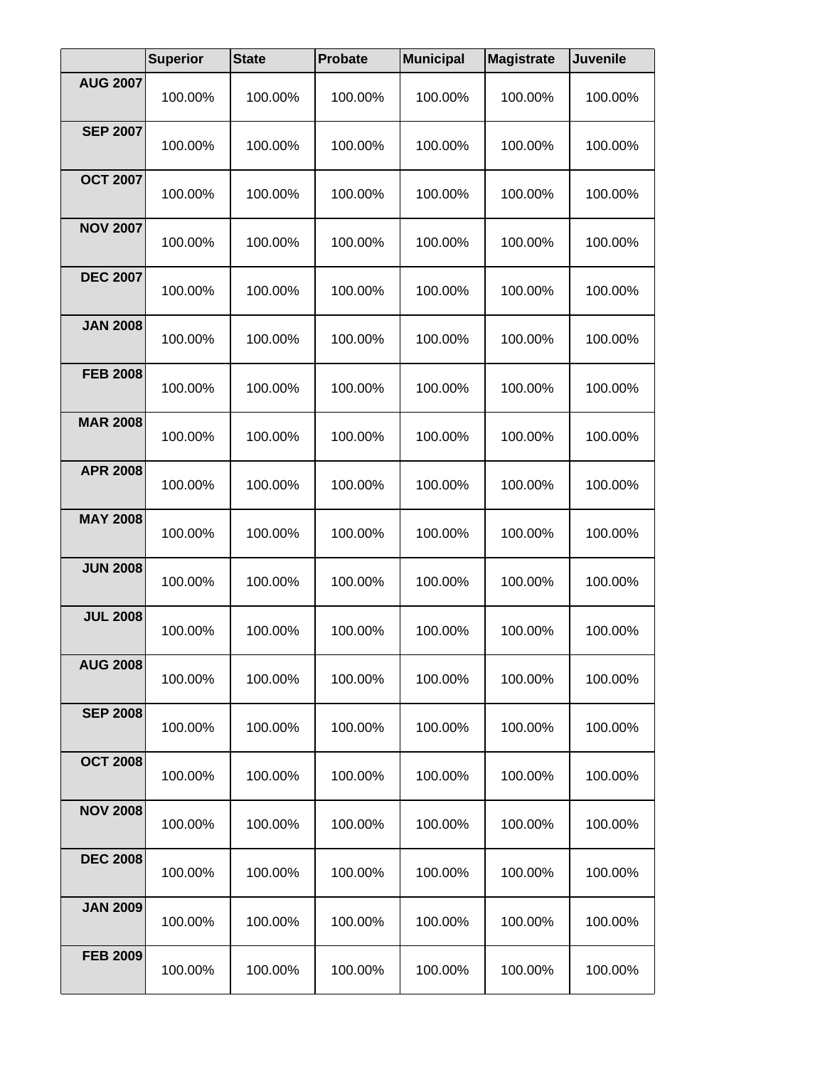| | Superior | State | Probate | Municipal | Magistrate | Juvenile |
|---|---|---|---|---|---|---|
| AUG 2007 | 100.00% | 100.00% | 100.00% | 100.00% | 100.00% | 100.00% |
| SEP 2007 | 100.00% | 100.00% | 100.00% | 100.00% | 100.00% | 100.00% |
| OCT 2007 | 100.00% | 100.00% | 100.00% | 100.00% | 100.00% | 100.00% |
| NOV 2007 | 100.00% | 100.00% | 100.00% | 100.00% | 100.00% | 100.00% |
| DEC 2007 | 100.00% | 100.00% | 100.00% | 100.00% | 100.00% | 100.00% |
| JAN 2008 | 100.00% | 100.00% | 100.00% | 100.00% | 100.00% | 100.00% |
| FEB 2008 | 100.00% | 100.00% | 100.00% | 100.00% | 100.00% | 100.00% |
| MAR 2008 | 100.00% | 100.00% | 100.00% | 100.00% | 100.00% | 100.00% |
| APR 2008 | 100.00% | 100.00% | 100.00% | 100.00% | 100.00% | 100.00% |
| MAY 2008 | 100.00% | 100.00% | 100.00% | 100.00% | 100.00% | 100.00% |
| JUN 2008 | 100.00% | 100.00% | 100.00% | 100.00% | 100.00% | 100.00% |
| JUL 2008 | 100.00% | 100.00% | 100.00% | 100.00% | 100.00% | 100.00% |
| AUG 2008 | 100.00% | 100.00% | 100.00% | 100.00% | 100.00% | 100.00% |
| SEP 2008 | 100.00% | 100.00% | 100.00% | 100.00% | 100.00% | 100.00% |
| OCT 2008 | 100.00% | 100.00% | 100.00% | 100.00% | 100.00% | 100.00% |
| NOV 2008 | 100.00% | 100.00% | 100.00% | 100.00% | 100.00% | 100.00% |
| DEC 2008 | 100.00% | 100.00% | 100.00% | 100.00% | 100.00% | 100.00% |
| JAN 2009 | 100.00% | 100.00% | 100.00% | 100.00% | 100.00% | 100.00% |
| FEB 2009 | 100.00% | 100.00% | 100.00% | 100.00% | 100.00% | 100.00% |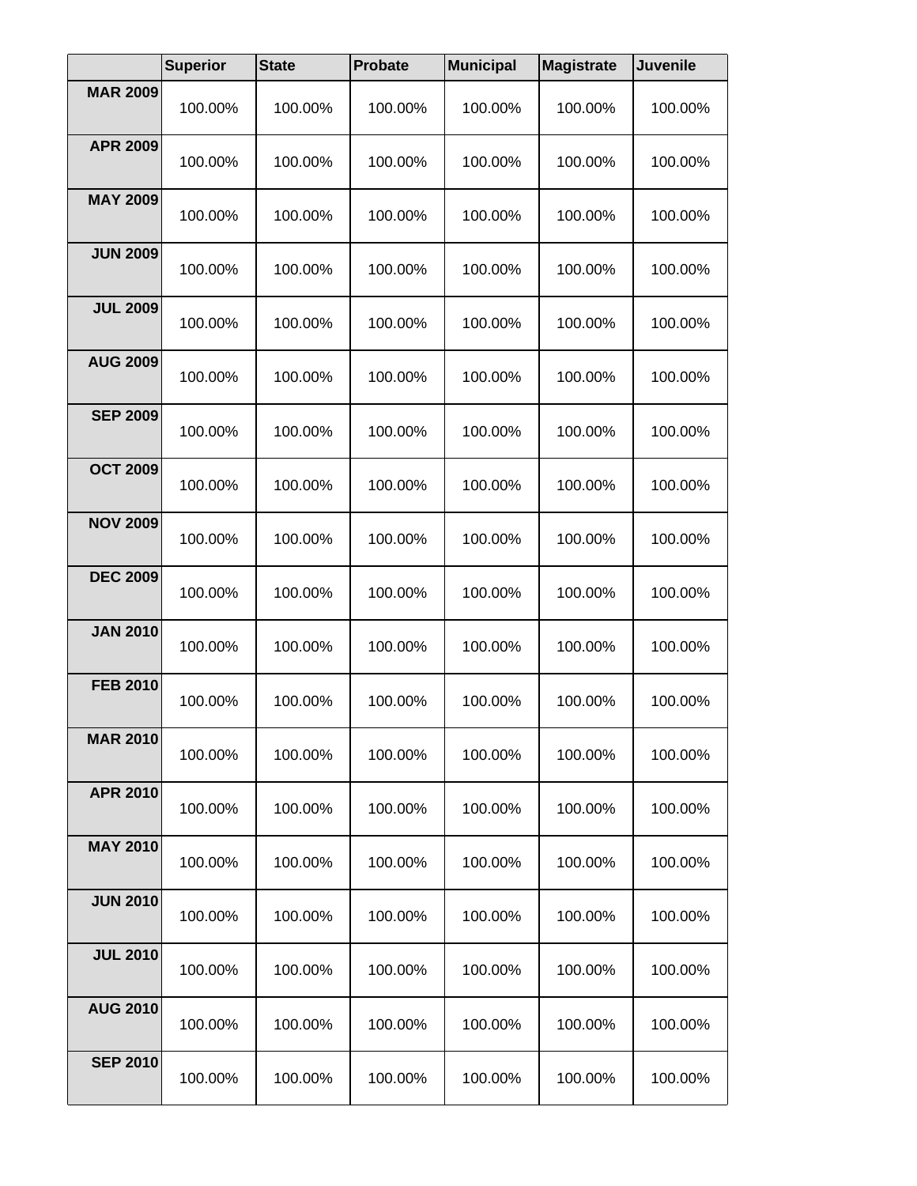| | Superior | State | Probate | Municipal | Magistrate | Juvenile |
|---|---|---|---|---|---|---|
| MAR 2009 | 100.00% | 100.00% | 100.00% | 100.00% | 100.00% | 100.00% |
| APR 2009 | 100.00% | 100.00% | 100.00% | 100.00% | 100.00% | 100.00% |
| MAY 2009 | 100.00% | 100.00% | 100.00% | 100.00% | 100.00% | 100.00% |
| JUN 2009 | 100.00% | 100.00% | 100.00% | 100.00% | 100.00% | 100.00% |
| JUL 2009 | 100.00% | 100.00% | 100.00% | 100.00% | 100.00% | 100.00% |
| AUG 2009 | 100.00% | 100.00% | 100.00% | 100.00% | 100.00% | 100.00% |
| SEP 2009 | 100.00% | 100.00% | 100.00% | 100.00% | 100.00% | 100.00% |
| OCT 2009 | 100.00% | 100.00% | 100.00% | 100.00% | 100.00% | 100.00% |
| NOV 2009 | 100.00% | 100.00% | 100.00% | 100.00% | 100.00% | 100.00% |
| DEC 2009 | 100.00% | 100.00% | 100.00% | 100.00% | 100.00% | 100.00% |
| JAN 2010 | 100.00% | 100.00% | 100.00% | 100.00% | 100.00% | 100.00% |
| FEB 2010 | 100.00% | 100.00% | 100.00% | 100.00% | 100.00% | 100.00% |
| MAR 2010 | 100.00% | 100.00% | 100.00% | 100.00% | 100.00% | 100.00% |
| APR 2010 | 100.00% | 100.00% | 100.00% | 100.00% | 100.00% | 100.00% |
| MAY 2010 | 100.00% | 100.00% | 100.00% | 100.00% | 100.00% | 100.00% |
| JUN 2010 | 100.00% | 100.00% | 100.00% | 100.00% | 100.00% | 100.00% |
| JUL 2010 | 100.00% | 100.00% | 100.00% | 100.00% | 100.00% | 100.00% |
| AUG 2010 | 100.00% | 100.00% | 100.00% | 100.00% | 100.00% | 100.00% |
| SEP 2010 | 100.00% | 100.00% | 100.00% | 100.00% | 100.00% | 100.00% |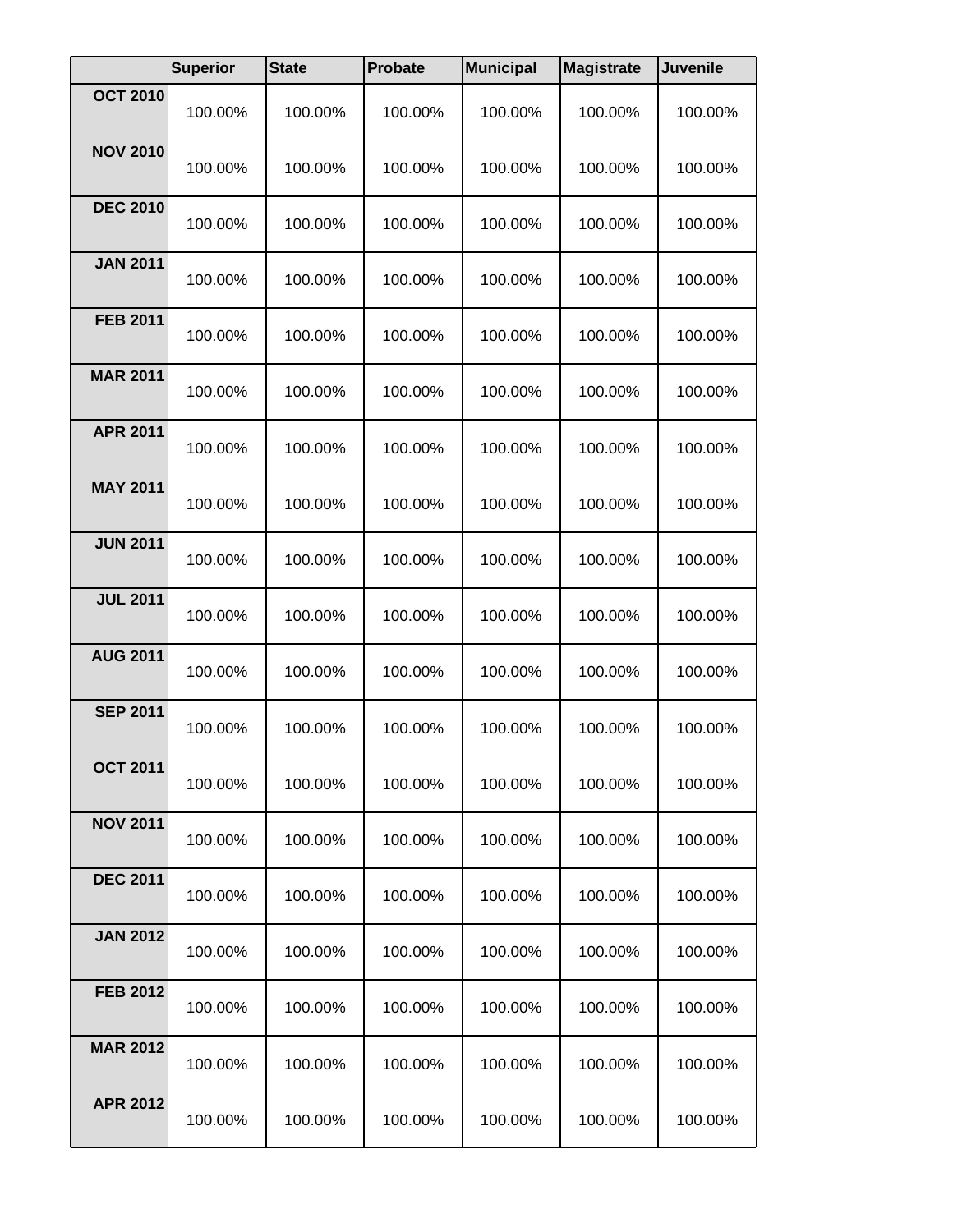| | Superior | State | Probate | Municipal | Magistrate | Juvenile |
|---|---|---|---|---|---|---|
| OCT 2010 | 100.00% | 100.00% | 100.00% | 100.00% | 100.00% | 100.00% |
| NOV 2010 | 100.00% | 100.00% | 100.00% | 100.00% | 100.00% | 100.00% |
| DEC 2010 | 100.00% | 100.00% | 100.00% | 100.00% | 100.00% | 100.00% |
| JAN 2011 | 100.00% | 100.00% | 100.00% | 100.00% | 100.00% | 100.00% |
| FEB 2011 | 100.00% | 100.00% | 100.00% | 100.00% | 100.00% | 100.00% |
| MAR 2011 | 100.00% | 100.00% | 100.00% | 100.00% | 100.00% | 100.00% |
| APR 2011 | 100.00% | 100.00% | 100.00% | 100.00% | 100.00% | 100.00% |
| MAY 2011 | 100.00% | 100.00% | 100.00% | 100.00% | 100.00% | 100.00% |
| JUN 2011 | 100.00% | 100.00% | 100.00% | 100.00% | 100.00% | 100.00% |
| JUL 2011 | 100.00% | 100.00% | 100.00% | 100.00% | 100.00% | 100.00% |
| AUG 2011 | 100.00% | 100.00% | 100.00% | 100.00% | 100.00% | 100.00% |
| SEP 2011 | 100.00% | 100.00% | 100.00% | 100.00% | 100.00% | 100.00% |
| OCT 2011 | 100.00% | 100.00% | 100.00% | 100.00% | 100.00% | 100.00% |
| NOV 2011 | 100.00% | 100.00% | 100.00% | 100.00% | 100.00% | 100.00% |
| DEC 2011 | 100.00% | 100.00% | 100.00% | 100.00% | 100.00% | 100.00% |
| JAN 2012 | 100.00% | 100.00% | 100.00% | 100.00% | 100.00% | 100.00% |
| FEB 2012 | 100.00% | 100.00% | 100.00% | 100.00% | 100.00% | 100.00% |
| MAR 2012 | 100.00% | 100.00% | 100.00% | 100.00% | 100.00% | 100.00% |
| APR 2012 | 100.00% | 100.00% | 100.00% | 100.00% | 100.00% | 100.00% |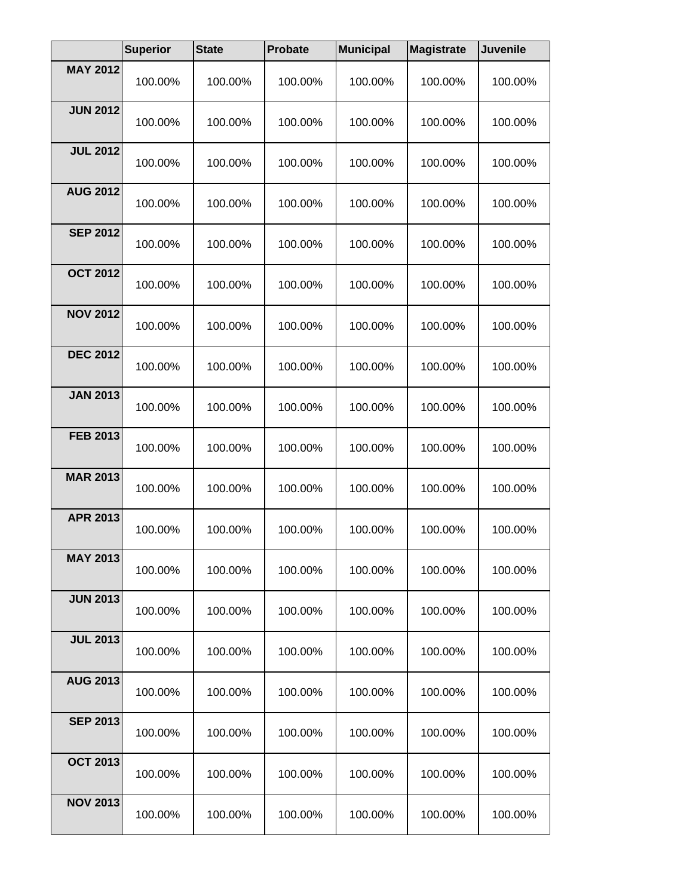| | Superior | State | Probate | Municipal | Magistrate | Juvenile |
|---|---|---|---|---|---|---|
| MAY 2012 | 100.00% | 100.00% | 100.00% | 100.00% | 100.00% | 100.00% |
| JUN 2012 | 100.00% | 100.00% | 100.00% | 100.00% | 100.00% | 100.00% |
| JUL 2012 | 100.00% | 100.00% | 100.00% | 100.00% | 100.00% | 100.00% |
| AUG 2012 | 100.00% | 100.00% | 100.00% | 100.00% | 100.00% | 100.00% |
| SEP 2012 | 100.00% | 100.00% | 100.00% | 100.00% | 100.00% | 100.00% |
| OCT 2012 | 100.00% | 100.00% | 100.00% | 100.00% | 100.00% | 100.00% |
| NOV 2012 | 100.00% | 100.00% | 100.00% | 100.00% | 100.00% | 100.00% |
| DEC 2012 | 100.00% | 100.00% | 100.00% | 100.00% | 100.00% | 100.00% |
| JAN 2013 | 100.00% | 100.00% | 100.00% | 100.00% | 100.00% | 100.00% |
| FEB 2013 | 100.00% | 100.00% | 100.00% | 100.00% | 100.00% | 100.00% |
| MAR 2013 | 100.00% | 100.00% | 100.00% | 100.00% | 100.00% | 100.00% |
| APR 2013 | 100.00% | 100.00% | 100.00% | 100.00% | 100.00% | 100.00% |
| MAY 2013 | 100.00% | 100.00% | 100.00% | 100.00% | 100.00% | 100.00% |
| JUN 2013 | 100.00% | 100.00% | 100.00% | 100.00% | 100.00% | 100.00% |
| JUL 2013 | 100.00% | 100.00% | 100.00% | 100.00% | 100.00% | 100.00% |
| AUG 2013 | 100.00% | 100.00% | 100.00% | 100.00% | 100.00% | 100.00% |
| SEP 2013 | 100.00% | 100.00% | 100.00% | 100.00% | 100.00% | 100.00% |
| OCT 2013 | 100.00% | 100.00% | 100.00% | 100.00% | 100.00% | 100.00% |
| NOV 2013 | 100.00% | 100.00% | 100.00% | 100.00% | 100.00% | 100.00% |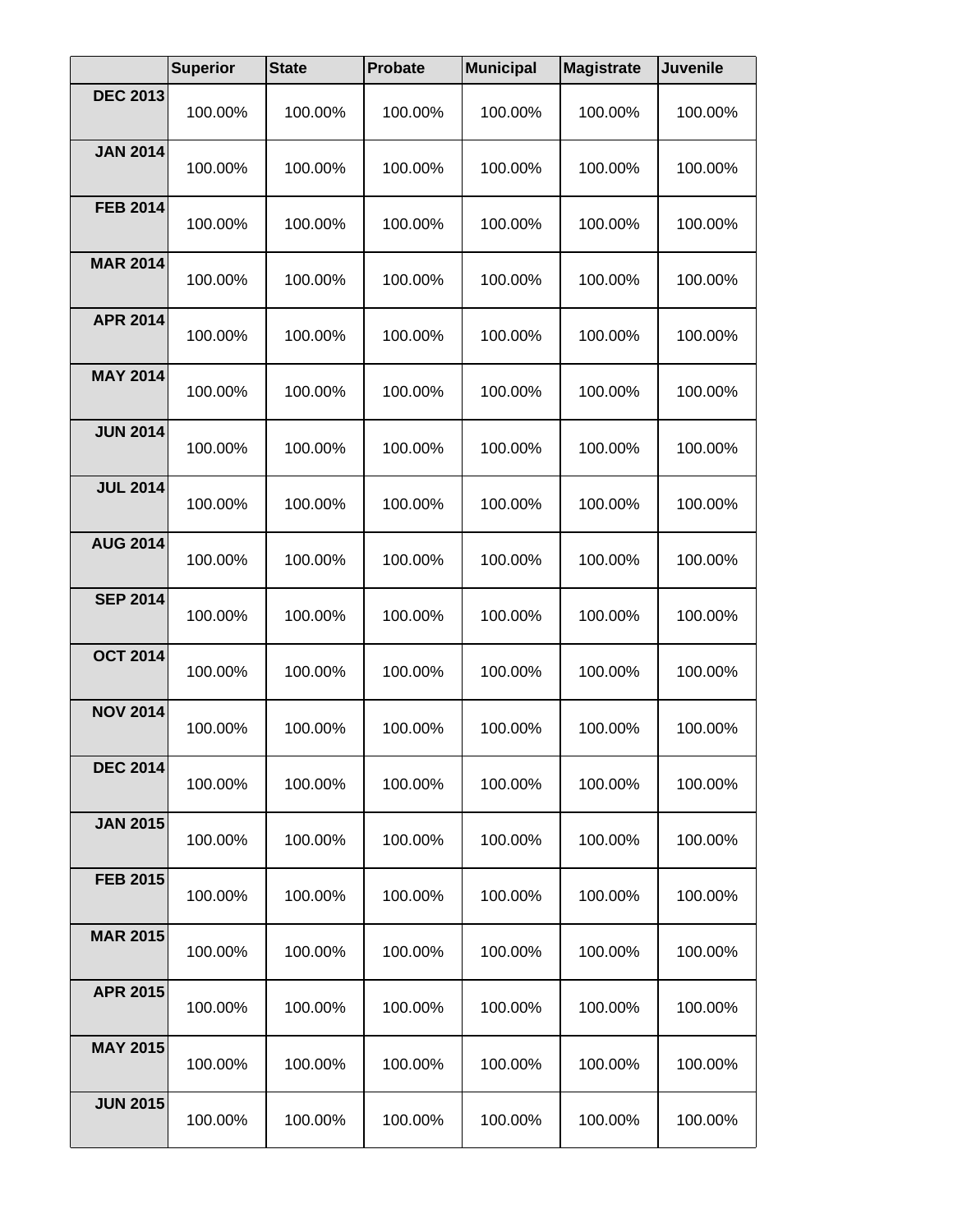| | Superior | State | Probate | Municipal | Magistrate | Juvenile |
|---|---|---|---|---|---|---|
| DEC 2013 | 100.00% | 100.00% | 100.00% | 100.00% | 100.00% | 100.00% |
| JAN 2014 | 100.00% | 100.00% | 100.00% | 100.00% | 100.00% | 100.00% |
| FEB 2014 | 100.00% | 100.00% | 100.00% | 100.00% | 100.00% | 100.00% |
| MAR 2014 | 100.00% | 100.00% | 100.00% | 100.00% | 100.00% | 100.00% |
| APR 2014 | 100.00% | 100.00% | 100.00% | 100.00% | 100.00% | 100.00% |
| MAY 2014 | 100.00% | 100.00% | 100.00% | 100.00% | 100.00% | 100.00% |
| JUN 2014 | 100.00% | 100.00% | 100.00% | 100.00% | 100.00% | 100.00% |
| JUL 2014 | 100.00% | 100.00% | 100.00% | 100.00% | 100.00% | 100.00% |
| AUG 2014 | 100.00% | 100.00% | 100.00% | 100.00% | 100.00% | 100.00% |
| SEP 2014 | 100.00% | 100.00% | 100.00% | 100.00% | 100.00% | 100.00% |
| OCT 2014 | 100.00% | 100.00% | 100.00% | 100.00% | 100.00% | 100.00% |
| NOV 2014 | 100.00% | 100.00% | 100.00% | 100.00% | 100.00% | 100.00% |
| DEC 2014 | 100.00% | 100.00% | 100.00% | 100.00% | 100.00% | 100.00% |
| JAN 2015 | 100.00% | 100.00% | 100.00% | 100.00% | 100.00% | 100.00% |
| FEB 2015 | 100.00% | 100.00% | 100.00% | 100.00% | 100.00% | 100.00% |
| MAR 2015 | 100.00% | 100.00% | 100.00% | 100.00% | 100.00% | 100.00% |
| APR 2015 | 100.00% | 100.00% | 100.00% | 100.00% | 100.00% | 100.00% |
| MAY 2015 | 100.00% | 100.00% | 100.00% | 100.00% | 100.00% | 100.00% |
| JUN 2015 | 100.00% | 100.00% | 100.00% | 100.00% | 100.00% | 100.00% |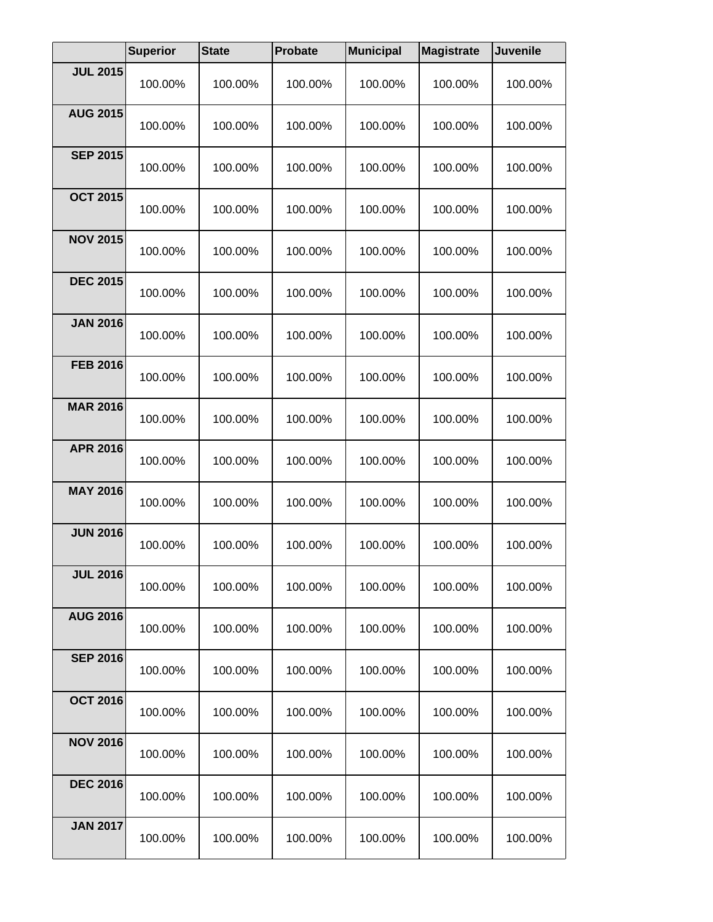| | Superior | State | Probate | Municipal | Magistrate | Juvenile |
|---|---|---|---|---|---|---|
| JUL 2015 | 100.00% | 100.00% | 100.00% | 100.00% | 100.00% | 100.00% |
| AUG 2015 | 100.00% | 100.00% | 100.00% | 100.00% | 100.00% | 100.00% |
| SEP 2015 | 100.00% | 100.00% | 100.00% | 100.00% | 100.00% | 100.00% |
| OCT 2015 | 100.00% | 100.00% | 100.00% | 100.00% | 100.00% | 100.00% |
| NOV 2015 | 100.00% | 100.00% | 100.00% | 100.00% | 100.00% | 100.00% |
| DEC 2015 | 100.00% | 100.00% | 100.00% | 100.00% | 100.00% | 100.00% |
| JAN 2016 | 100.00% | 100.00% | 100.00% | 100.00% | 100.00% | 100.00% |
| FEB 2016 | 100.00% | 100.00% | 100.00% | 100.00% | 100.00% | 100.00% |
| MAR 2016 | 100.00% | 100.00% | 100.00% | 100.00% | 100.00% | 100.00% |
| APR 2016 | 100.00% | 100.00% | 100.00% | 100.00% | 100.00% | 100.00% |
| MAY 2016 | 100.00% | 100.00% | 100.00% | 100.00% | 100.00% | 100.00% |
| JUN 2016 | 100.00% | 100.00% | 100.00% | 100.00% | 100.00% | 100.00% |
| JUL 2016 | 100.00% | 100.00% | 100.00% | 100.00% | 100.00% | 100.00% |
| AUG 2016 | 100.00% | 100.00% | 100.00% | 100.00% | 100.00% | 100.00% |
| SEP 2016 | 100.00% | 100.00% | 100.00% | 100.00% | 100.00% | 100.00% |
| OCT 2016 | 100.00% | 100.00% | 100.00% | 100.00% | 100.00% | 100.00% |
| NOV 2016 | 100.00% | 100.00% | 100.00% | 100.00% | 100.00% | 100.00% |
| DEC 2016 | 100.00% | 100.00% | 100.00% | 100.00% | 100.00% | 100.00% |
| JAN 2017 | 100.00% | 100.00% | 100.00% | 100.00% | 100.00% | 100.00% |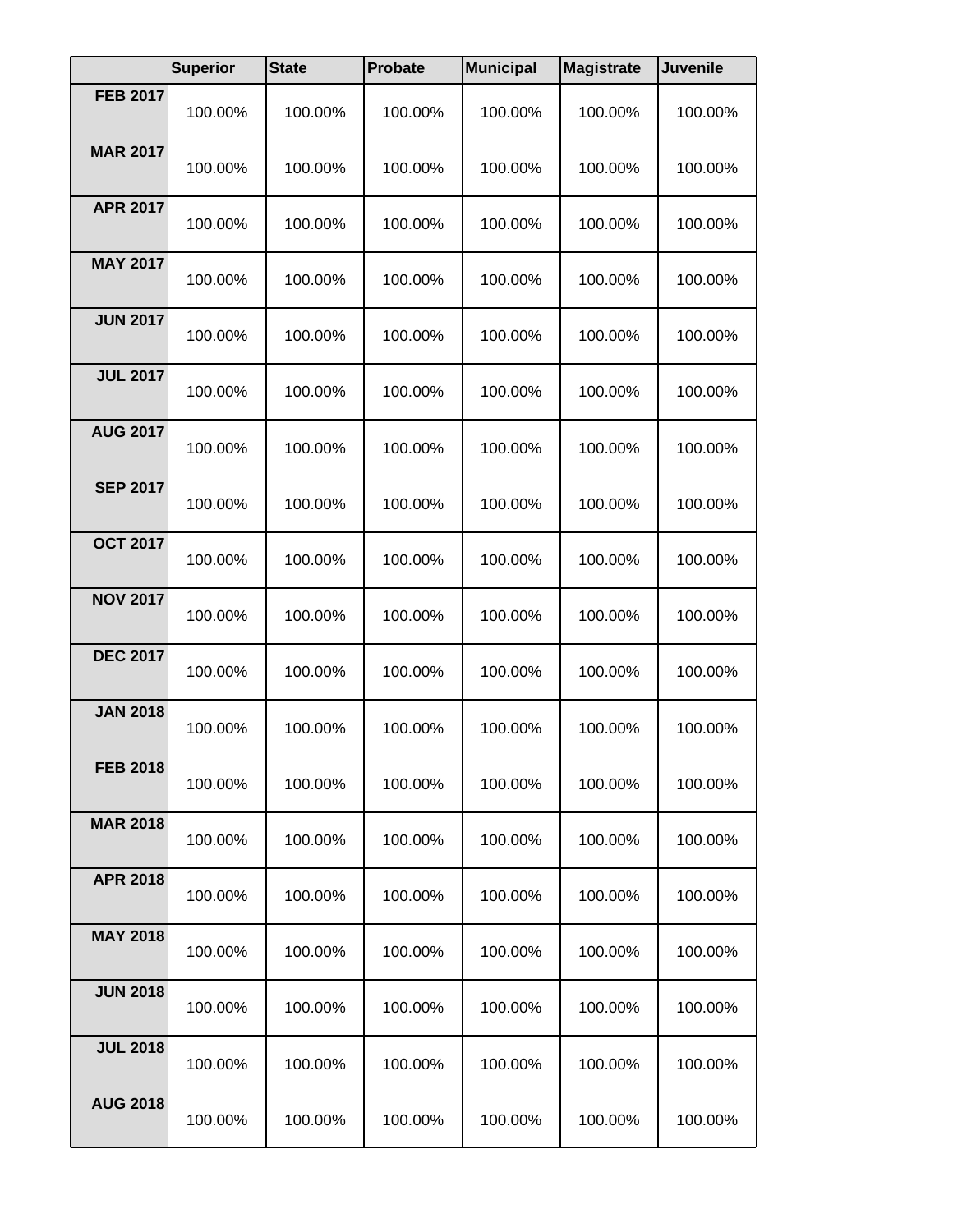| | Superior | State | Probate | Municipal | Magistrate | Juvenile |
|---|---|---|---|---|---|---|
| FEB 2017 | 100.00% | 100.00% | 100.00% | 100.00% | 100.00% | 100.00% |
| MAR 2017 | 100.00% | 100.00% | 100.00% | 100.00% | 100.00% | 100.00% |
| APR 2017 | 100.00% | 100.00% | 100.00% | 100.00% | 100.00% | 100.00% |
| MAY 2017 | 100.00% | 100.00% | 100.00% | 100.00% | 100.00% | 100.00% |
| JUN 2017 | 100.00% | 100.00% | 100.00% | 100.00% | 100.00% | 100.00% |
| JUL 2017 | 100.00% | 100.00% | 100.00% | 100.00% | 100.00% | 100.00% |
| AUG 2017 | 100.00% | 100.00% | 100.00% | 100.00% | 100.00% | 100.00% |
| SEP 2017 | 100.00% | 100.00% | 100.00% | 100.00% | 100.00% | 100.00% |
| OCT 2017 | 100.00% | 100.00% | 100.00% | 100.00% | 100.00% | 100.00% |
| NOV 2017 | 100.00% | 100.00% | 100.00% | 100.00% | 100.00% | 100.00% |
| DEC 2017 | 100.00% | 100.00% | 100.00% | 100.00% | 100.00% | 100.00% |
| JAN 2018 | 100.00% | 100.00% | 100.00% | 100.00% | 100.00% | 100.00% |
| FEB 2018 | 100.00% | 100.00% | 100.00% | 100.00% | 100.00% | 100.00% |
| MAR 2018 | 100.00% | 100.00% | 100.00% | 100.00% | 100.00% | 100.00% |
| APR 2018 | 100.00% | 100.00% | 100.00% | 100.00% | 100.00% | 100.00% |
| MAY 2018 | 100.00% | 100.00% | 100.00% | 100.00% | 100.00% | 100.00% |
| JUN 2018 | 100.00% | 100.00% | 100.00% | 100.00% | 100.00% | 100.00% |
| JUL 2018 | 100.00% | 100.00% | 100.00% | 100.00% | 100.00% | 100.00% |
| AUG 2018 | 100.00% | 100.00% | 100.00% | 100.00% | 100.00% | 100.00% |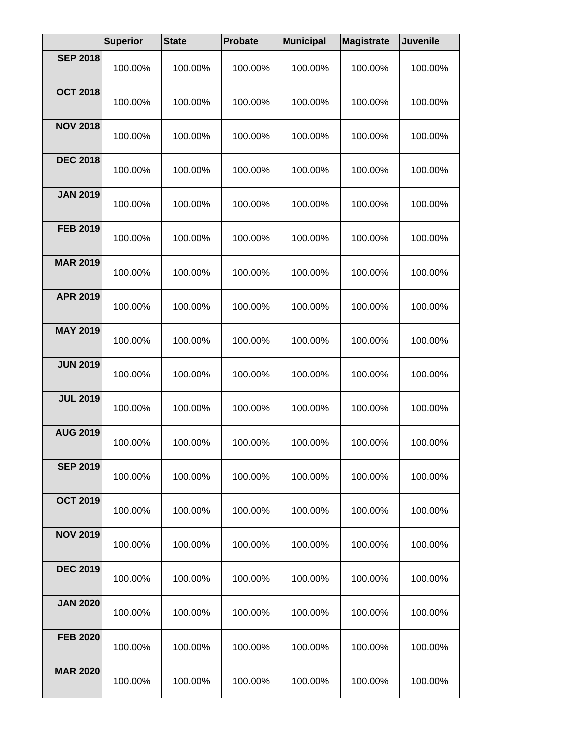| | Superior | State | Probate | Municipal | Magistrate | Juvenile |
|---|---|---|---|---|---|---|
| SEP 2018 | 100.00% | 100.00% | 100.00% | 100.00% | 100.00% | 100.00% |
| OCT 2018 | 100.00% | 100.00% | 100.00% | 100.00% | 100.00% | 100.00% |
| NOV 2018 | 100.00% | 100.00% | 100.00% | 100.00% | 100.00% | 100.00% |
| DEC 2018 | 100.00% | 100.00% | 100.00% | 100.00% | 100.00% | 100.00% |
| JAN 2019 | 100.00% | 100.00% | 100.00% | 100.00% | 100.00% | 100.00% |
| FEB 2019 | 100.00% | 100.00% | 100.00% | 100.00% | 100.00% | 100.00% |
| MAR 2019 | 100.00% | 100.00% | 100.00% | 100.00% | 100.00% | 100.00% |
| APR 2019 | 100.00% | 100.00% | 100.00% | 100.00% | 100.00% | 100.00% |
| MAY 2019 | 100.00% | 100.00% | 100.00% | 100.00% | 100.00% | 100.00% |
| JUN 2019 | 100.00% | 100.00% | 100.00% | 100.00% | 100.00% | 100.00% |
| JUL 2019 | 100.00% | 100.00% | 100.00% | 100.00% | 100.00% | 100.00% |
| AUG 2019 | 100.00% | 100.00% | 100.00% | 100.00% | 100.00% | 100.00% |
| SEP 2019 | 100.00% | 100.00% | 100.00% | 100.00% | 100.00% | 100.00% |
| OCT 2019 | 100.00% | 100.00% | 100.00% | 100.00% | 100.00% | 100.00% |
| NOV 2019 | 100.00% | 100.00% | 100.00% | 100.00% | 100.00% | 100.00% |
| DEC 2019 | 100.00% | 100.00% | 100.00% | 100.00% | 100.00% | 100.00% |
| JAN 2020 | 100.00% | 100.00% | 100.00% | 100.00% | 100.00% | 100.00% |
| FEB 2020 | 100.00% | 100.00% | 100.00% | 100.00% | 100.00% | 100.00% |
| MAR 2020 | 100.00% | 100.00% | 100.00% | 100.00% | 100.00% | 100.00% |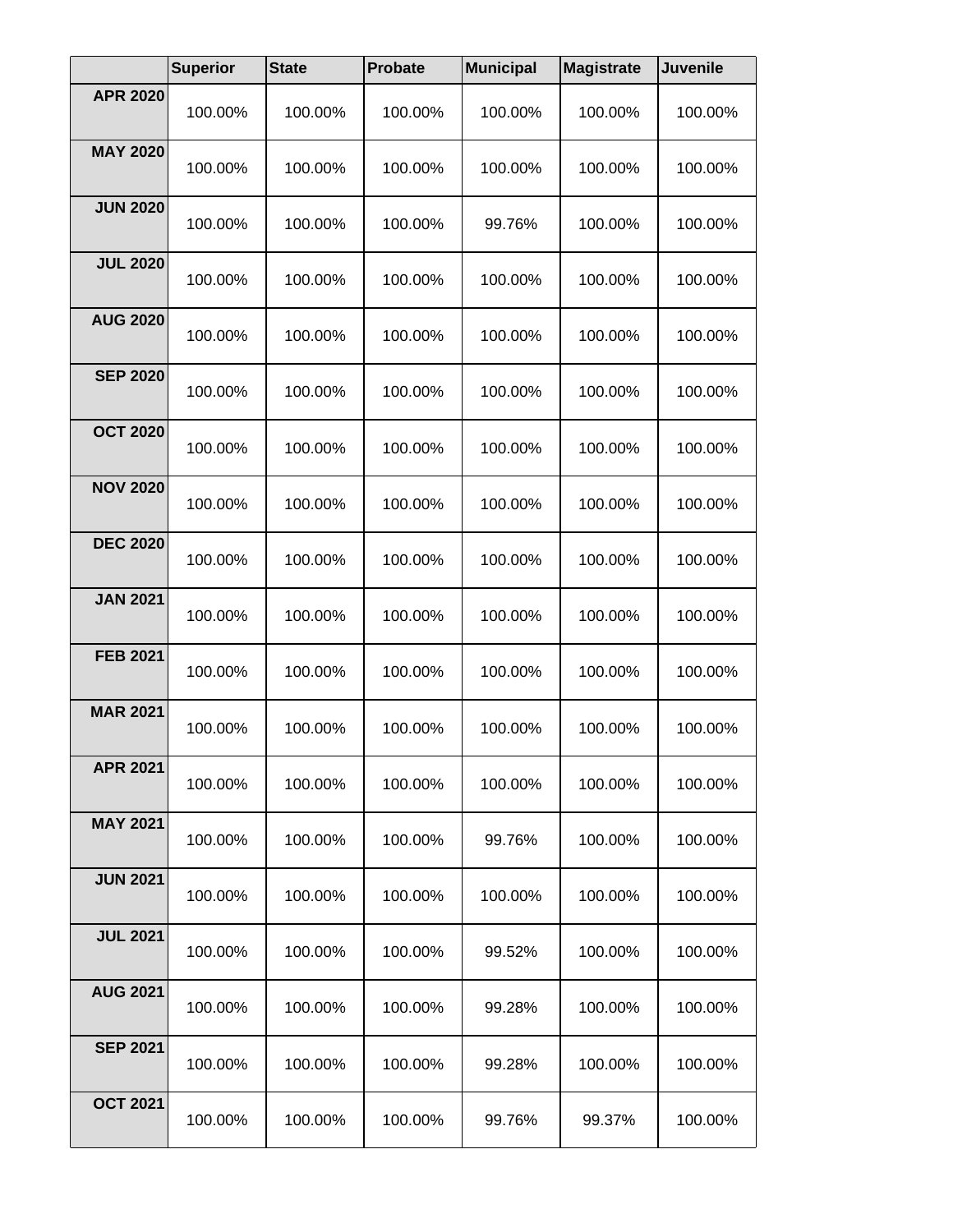| | Superior | State | Probate | Municipal | Magistrate | Juvenile |
|---|---|---|---|---|---|---|
| APR 2020 | 100.00% | 100.00% | 100.00% | 100.00% | 100.00% | 100.00% |
| MAY 2020 | 100.00% | 100.00% | 100.00% | 100.00% | 100.00% | 100.00% |
| JUN 2020 | 100.00% | 100.00% | 100.00% | 99.76% | 100.00% | 100.00% |
| JUL 2020 | 100.00% | 100.00% | 100.00% | 100.00% | 100.00% | 100.00% |
| AUG 2020 | 100.00% | 100.00% | 100.00% | 100.00% | 100.00% | 100.00% |
| SEP 2020 | 100.00% | 100.00% | 100.00% | 100.00% | 100.00% | 100.00% |
| OCT 2020 | 100.00% | 100.00% | 100.00% | 100.00% | 100.00% | 100.00% |
| NOV 2020 | 100.00% | 100.00% | 100.00% | 100.00% | 100.00% | 100.00% |
| DEC 2020 | 100.00% | 100.00% | 100.00% | 100.00% | 100.00% | 100.00% |
| JAN 2021 | 100.00% | 100.00% | 100.00% | 100.00% | 100.00% | 100.00% |
| FEB 2021 | 100.00% | 100.00% | 100.00% | 100.00% | 100.00% | 100.00% |
| MAR 2021 | 100.00% | 100.00% | 100.00% | 100.00% | 100.00% | 100.00% |
| APR 2021 | 100.00% | 100.00% | 100.00% | 100.00% | 100.00% | 100.00% |
| MAY 2021 | 100.00% | 100.00% | 100.00% | 99.76% | 100.00% | 100.00% |
| JUN 2021 | 100.00% | 100.00% | 100.00% | 100.00% | 100.00% | 100.00% |
| JUL 2021 | 100.00% | 100.00% | 100.00% | 99.52% | 100.00% | 100.00% |
| AUG 2021 | 100.00% | 100.00% | 100.00% | 99.28% | 100.00% | 100.00% |
| SEP 2021 | 100.00% | 100.00% | 100.00% | 99.28% | 100.00% | 100.00% |
| OCT 2021 | 100.00% | 100.00% | 100.00% | 99.76% | 99.37% | 100.00% |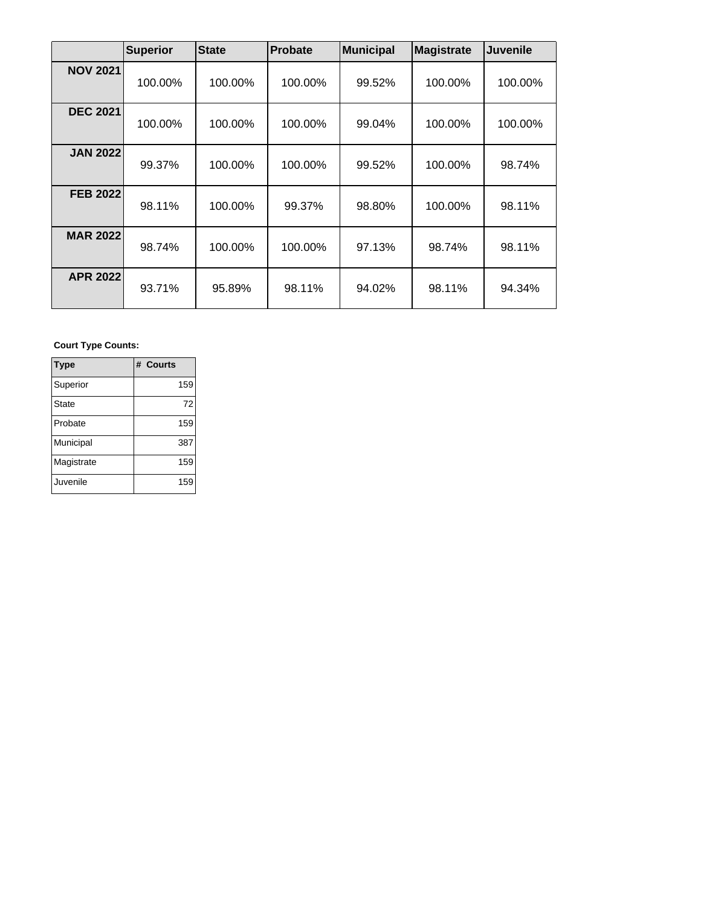| | Superior | State | Probate | Municipal | Magistrate | Juvenile |
|---|---|---|---|---|---|---|
| **NOV 2021** | 100.00% | 100.00% | 100.00% | 99.52% | 100.00% | 100.00% |
| **DEC 2021** | 100.00% | 100.00% | 100.00% | 99.04% | 100.00% | 100.00% |
| **JAN 2022** | 99.37% | 100.00% | 100.00% | 99.52% | 100.00% | 98.74% |
| **FEB 2022** | 98.11% | 100.00% | 99.37% | 98.80% | 100.00% | 98.11% |
| **MAR 2022** | 98.74% | 100.00% | 100.00% | 97.13% | 98.74% | 98.11% |
| **APR 2022** | 93.71% | 95.89% | 98.11% | 94.02% | 98.11% | 94.34% |

**Court Type Counts:**

| Type | # Courts |
|---|---|
| Superior | 159 |
| State | 72 |
| Probate | 159 |
| Municipal | 387 |
| Magistrate | 159 |
| Juvenile | 159 |